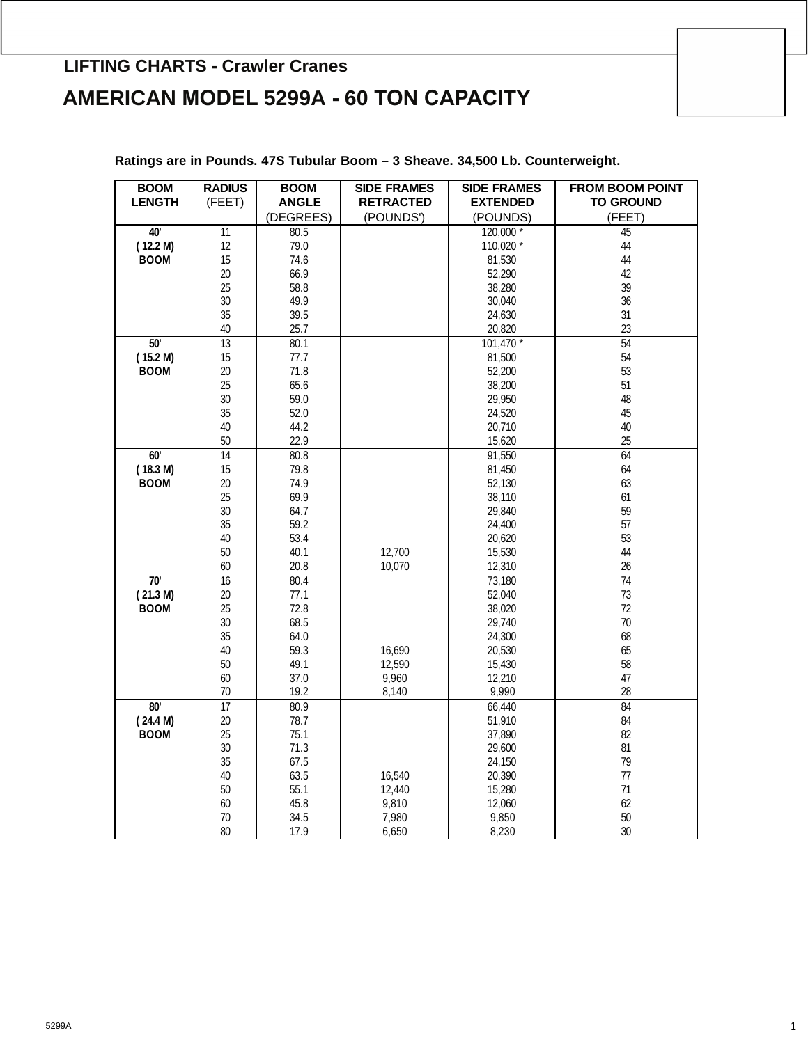## LIFTING CHARTS - Crawler Cranes

# AMERICAN MODEL 5299A - 60 TON CAPACITY

**Ratings are in Pounds. 47S Tubular Boom – 3 Sheave. 34,500 Lb. Counterweight.**

| BOOM LENGTH | RADIUS (FEET) | BOOM ANGLE (DEGREES) | SIDE FRAMES RETRACTED (POUNDS') | SIDE FRAMES EXTENDED (POUNDS) | FROM BOOM POINT TO GROUND (FEET) |
|---|---|---|---|---|---|
| 40' ( 12.2 M) BOOM | 11 | 80.5 | | 120,000 * | 45 |
| | 12 | 79.0 | | 110,020 * | 44 |
| | 15 | 74.6 | | 81,530 | 44 |
| | 20 | 66.9 | | 52,290 | 42 |
| | 25 | 58.8 | | 38,280 | 39 |
| | 30 | 49.9 | | 30,040 | 36 |
| | 35 | 39.5 | | 24,630 | 31 |
| | 40 | 25.7 | | 20,820 | 23 |
| 50' ( 15.2 M) BOOM | 13 | 80.1 | | 101,470 * | 54 |
| | 15 | 77.7 | | 81,500 | 54 |
| | 20 | 71.8 | | 52,200 | 53 |
| | 25 | 65.6 | | 38,200 | 51 |
| | 30 | 59.0 | | 29,950 | 48 |
| | 35 | 52.0 | | 24,520 | 45 |
| | 40 | 44.2 | | 20,710 | 40 |
| | 50 | 22.9 | | 15,620 | 25 |
| 60' ( 18.3 M) BOOM | 14 | 80.8 | | 91,550 | 64 |
| | 15 | 79.8 | | 81,450 | 64 |
| | 20 | 74.9 | | 52,130 | 63 |
| | 25 | 69.9 | | 38,110 | 61 |
| | 30 | 64.7 | | 29,840 | 59 |
| | 35 | 59.2 | | 24,400 | 57 |
| | 40 | 53.4 | | 20,620 | 53 |
| | 50 | 40.1 | 12,700 | 15,530 | 44 |
| | 60 | 20.8 | 10,070 | 12,310 | 26 |
| 70' ( 21.3 M) BOOM | 16 | 80.4 | | 73,180 | 74 |
| | 20 | 77.1 | | 52,040 | 73 |
| | 25 | 72.8 | | 38,020 | 72 |
| | 30 | 68.5 | | 29,740 | 70 |
| | 35 | 64.0 | | 24,300 | 68 |
| | 40 | 59.3 | 16,690 | 20,530 | 65 |
| | 50 | 49.1 | 12,590 | 15,430 | 58 |
| | 60 | 37.0 | 9,960 | 12,210 | 47 |
| | 70 | 19.2 | 8,140 | 9,990 | 28 |
| 80' ( 24.4 M) BOOM | 17 | 80.9 | | 66,440 | 84 |
| | 20 | 78.7 | | 51,910 | 84 |
| | 25 | 75.1 | | 37,890 | 82 |
| | 30 | 71.3 | | 29,600 | 81 |
| | 35 | 67.5 | | 24,150 | 79 |
| | 40 | 63.5 | 16,540 | 20,390 | 77 |
| | 50 | 55.1 | 12,440 | 15,280 | 71 |
| | 60 | 45.8 | 9,810 | 12,060 | 62 |
| | 70 | 34.5 | 7,980 | 9,850 | 50 |
| | 80 | 17.9 | 6,650 | 8,230 | 30 |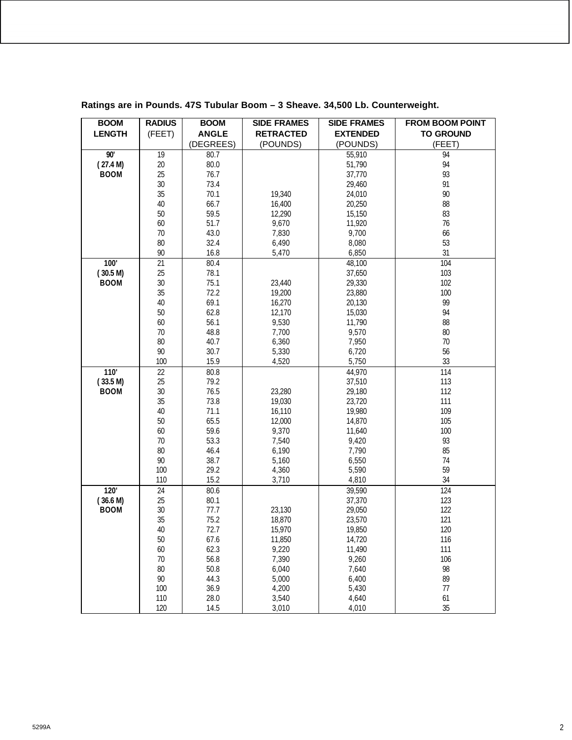**Ratings are in Pounds. 47S Tubular Boom – 3 Sheave. 34,500 Lb. Counterweight.**

| BOOM LENGTH | RADIUS (FEET) | BOOM ANGLE (DEGREES) | SIDE FRAMES RETRACTED (POUNDS) | SIDE FRAMES EXTENDED (POUNDS) | FROM BOOM POINT TO GROUND (FEET) |
|---|---|---|---|---|---|
| 90' ( 27.4 M) BOOM | 19 | 80.7 | | 55,910 | 94 |
| | 20 | 80.0 | | 51,790 | 94 |
| | 25 | 76.7 | | 37,770 | 93 |
| | 30 | 73.4 | | 29,460 | 91 |
| | 35 | 70.1 | 19,340 | 24,010 | 90 |
| | 40 | 66.7 | 16,400 | 20,250 | 88 |
| | 50 | 59.5 | 12,290 | 15,150 | 83 |
| | 60 | 51.7 | 9,670 | 11,920 | 76 |
| | 70 | 43.0 | 7,830 | 9,700 | 66 |
| | 80 | 32.4 | 6,490 | 8,080 | 53 |
| | 90 | 16.8 | 5,470 | 6,850 | 31 |
| 100' ( 30.5 M) BOOM | 21 | 80.4 | | 48,100 | 104 |
| | 25 | 78.1 | | 37,650 | 103 |
| | 30 | 75.1 | 23,440 | 29,330 | 102 |
| | 35 | 72.2 | 19,200 | 23,880 | 100 |
| | 40 | 69.1 | 16,270 | 20,130 | 99 |
| | 50 | 62.8 | 12,170 | 15,030 | 94 |
| | 60 | 56.1 | 9,530 | 11,790 | 88 |
| | 70 | 48.8 | 7,700 | 9,570 | 80 |
| | 80 | 40.7 | 6,360 | 7,950 | 70 |
| | 90 | 30.7 | 5,330 | 6,720 | 56 |
| | 100 | 15.9 | 4,520 | 5,750 | 33 |
| 110' ( 33.5 M) BOOM | 22 | 80.8 | | 44,970 | 114 |
| | 25 | 79.2 | | 37,510 | 113 |
| | 30 | 76.5 | 23,280 | 29,180 | 112 |
| | 35 | 73.8 | 19,030 | 23,720 | 111 |
| | 40 | 71.1 | 16,110 | 19,980 | 109 |
| | 50 | 65.5 | 12,000 | 14,870 | 105 |
| | 60 | 59.6 | 9,370 | 11,640 | 100 |
| | 70 | 53.3 | 7,540 | 9,420 | 93 |
| | 80 | 46.4 | 6,190 | 7,790 | 85 |
| | 90 | 38.7 | 5,160 | 6,550 | 74 |
| | 100 | 29.2 | 4,360 | 5,590 | 59 |
| | 110 | 15.2 | 3,710 | 4,810 | 34 |
| 120' ( 36.6 M) BOOM | 24 | 80.6 | | 39,590 | 124 |
| | 25 | 80.1 | | 37,370 | 123 |
| | 30 | 77.7 | 23,130 | 29,050 | 122 |
| | 35 | 75.2 | 18,870 | 23,570 | 121 |
| | 40 | 72.7 | 15,970 | 19,850 | 120 |
| | 50 | 67.6 | 11,850 | 14,720 | 116 |
| | 60 | 62.3 | 9,220 | 11,490 | 111 |
| | 70 | 56.8 | 7,390 | 9,260 | 106 |
| | 80 | 50.8 | 6,040 | 7,640 | 98 |
| | 90 | 44.3 | 5,000 | 6,400 | 89 |
| | 100 | 36.9 | 4,200 | 5,430 | 77 |
| | 110 | 28.0 | 3,540 | 4,640 | 61 |
| | 120 | 14.5 | 3,010 | 4,010 | 35 |

5299A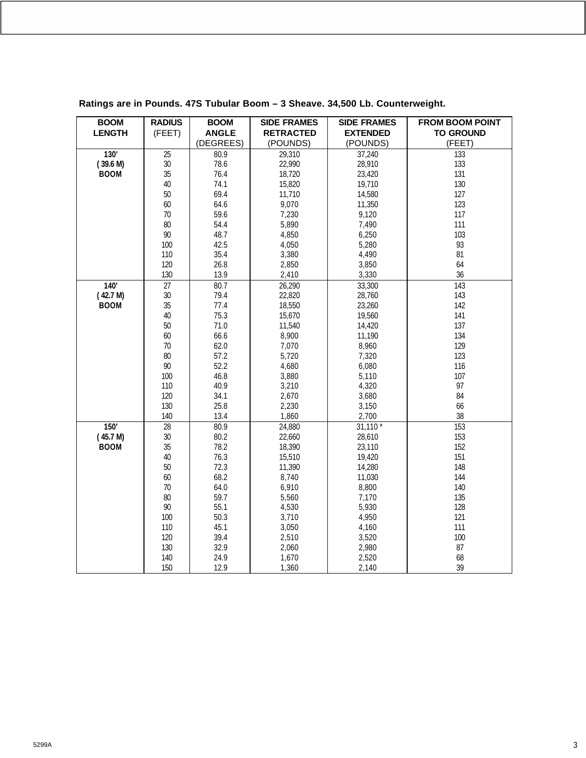**Ratings are in Pounds. 47S Tubular Boom – 3 Sheave. 34,500 Lb. Counterweight.**

| BOOM LENGTH | RADIUS (FEET) | BOOM ANGLE (DEGREES) | SIDE FRAMES RETRACTED (POUNDS) | SIDE FRAMES EXTENDED (POUNDS) | FROM BOOM POINT TO GROUND (FEET) |
|---|---|---|---|---|---|
| 130' ( 39.6 M) BOOM | 25 | 80.9 | 29,310 | 37,240 | 133 |
| | 30 | 78.6 | 22,990 | 28,910 | 133 |
| | 35 | 76.4 | 18,720 | 23,420 | 131 |
| | 40 | 74.1 | 15,820 | 19,710 | 130 |
| | 50 | 69.4 | 11,710 | 14,580 | 127 |
| | 60 | 64.6 | 9,070 | 11,350 | 123 |
| | 70 | 59.6 | 7,230 | 9,120 | 117 |
| | 80 | 54.4 | 5,890 | 7,490 | 111 |
| | 90 | 48.7 | 4,850 | 6,250 | 103 |
| | 100 | 42.5 | 4,050 | 5,280 | 93 |
| | 110 | 35.4 | 3,380 | 4,490 | 81 |
| | 120 | 26.8 | 2,850 | 3,850 | 64 |
| | 130 | 13.9 | 2,410 | 3,330 | 36 |
| 140' ( 42.7 M) BOOM | 27 | 80.7 | 26,290 | 33,300 | 143 |
| | 30 | 79.4 | 22,820 | 28,760 | 143 |
| | 35 | 77.4 | 18,550 | 23,260 | 142 |
| | 40 | 75.3 | 15,670 | 19,560 | 141 |
| | 50 | 71.0 | 11,540 | 14,420 | 137 |
| | 60 | 66.6 | 8,900 | 11,190 | 134 |
| | 70 | 62.0 | 7,070 | 8,960 | 129 |
| | 80 | 57.2 | 5,720 | 7,320 | 123 |
| | 90 | 52.2 | 4,680 | 6,080 | 116 |
| | 100 | 46.8 | 3,880 | 5,110 | 107 |
| | 110 | 40.9 | 3,210 | 4,320 | 97 |
| | 120 | 34.1 | 2,670 | 3,680 | 84 |
| | 130 | 25.8 | 2,230 | 3,150 | 66 |
| | 140 | 13.4 | 1,860 | 2,700 | 38 |
| 150' ( 45.7 M) BOOM | 28 | 80.9 | 24,880 | 31,110 * | 153 |
| | 30 | 80.2 | 22,660 | 28,610 | 153 |
| | 35 | 78.2 | 18,390 | 23,110 | 152 |
| | 40 | 76.3 | 15,510 | 19,420 | 151 |
| | 50 | 72.3 | 11,390 | 14,280 | 148 |
| | 60 | 68.2 | 8,740 | 11,030 | 144 |
| | 70 | 64.0 | 6,910 | 8,800 | 140 |
| | 80 | 59.7 | 5,560 | 7,170 | 135 |
| | 90 | 55.1 | 4,530 | 5,930 | 128 |
| | 100 | 50.3 | 3,710 | 4,950 | 121 |
| | 110 | 45.1 | 3,050 | 4,160 | 111 |
| | 120 | 39.4 | 2,510 | 3,520 | 100 |
| | 130 | 32.9 | 2,060 | 2,980 | 87 |
| | 140 | 24.9 | 1,670 | 2,520 | 68 |
| | 150 | 12.9 | 1,360 | 2,140 | 39 |

5299A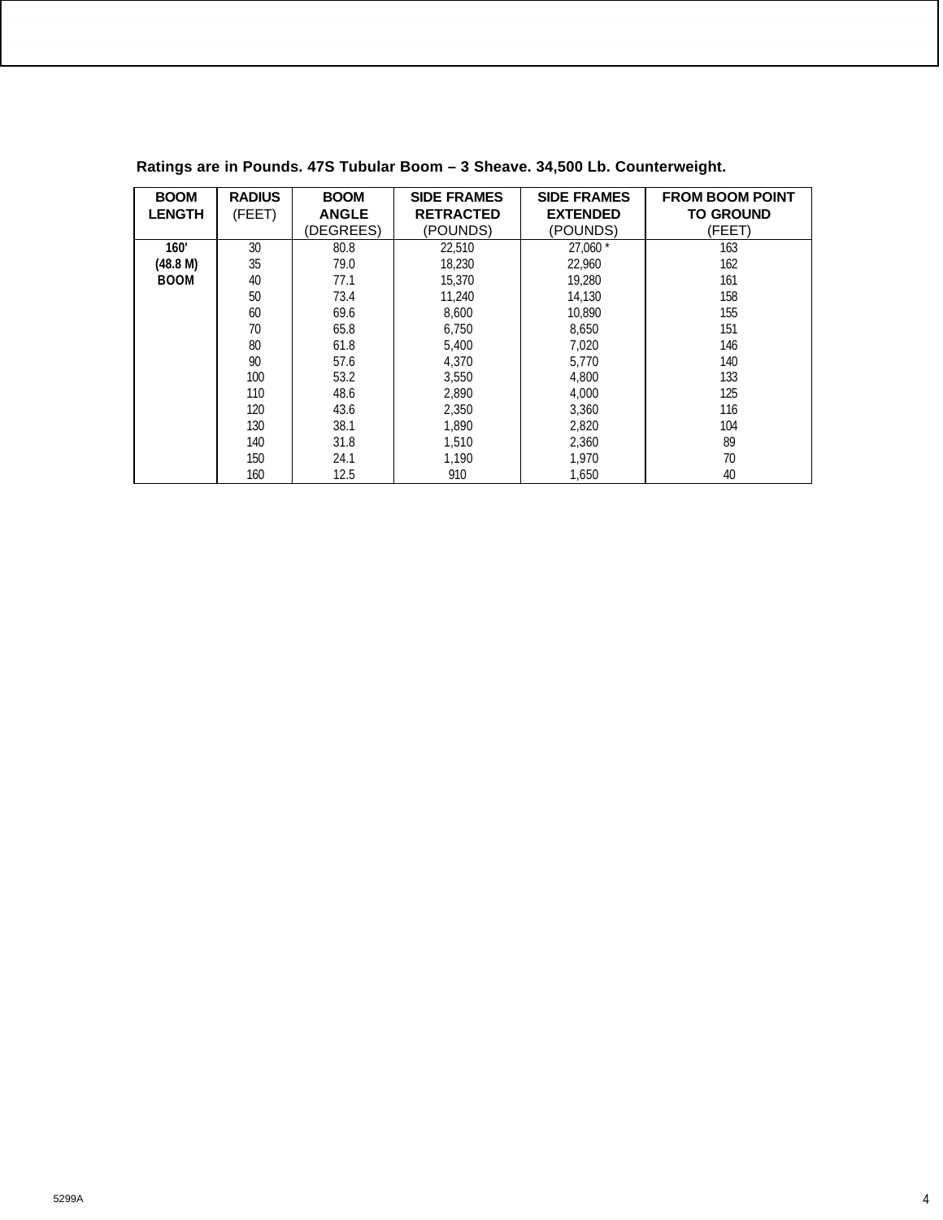**Ratings are in Pounds. 47S Tubular Boom – 3 Sheave. 34,500 Lb. Counterweight.**

| BOOM LENGTH | RADIUS (FEET) | BOOM ANGLE (DEGREES) | SIDE FRAMES RETRACTED (POUNDS) | SIDE FRAMES EXTENDED (POUNDS) | FROM BOOM POINT TO GROUND (FEET) |
|---|---|---|---|---|---|
| **160' (48.8 M) BOOM** | 30 | 80.8 | 22,510 | 27,060 * | 163 |
| | 35 | 79.0 | 18,230 | 22,960 | 162 |
| | 40 | 77.1 | 15,370 | 19,280 | 161 |
| | 50 | 73.4 | 11,240 | 14,130 | 158 |
| | 60 | 69.6 | 8,600 | 10,890 | 155 |
| | 70 | 65.8 | 6,750 | 8,650 | 151 |
| | 80 | 61.8 | 5,400 | 7,020 | 146 |
| | 90 | 57.6 | 4,370 | 5,770 | 140 |
| | 100 | 53.2 | 3,550 | 4,800 | 133 |
| | 110 | 48.6 | 2,890 | 4,000 | 125 |
| | 120 | 43.6 | 2,350 | 3,360 | 116 |
| | 130 | 38.1 | 1,890 | 2,820 | 104 |
| | 140 | 31.8 | 1,510 | 2,360 | 89 |
| | 150 | 24.1 | 1,190 | 1,970 | 70 |
| | 160 | 12.5 | 910 | 1,650 | 40 |

5299A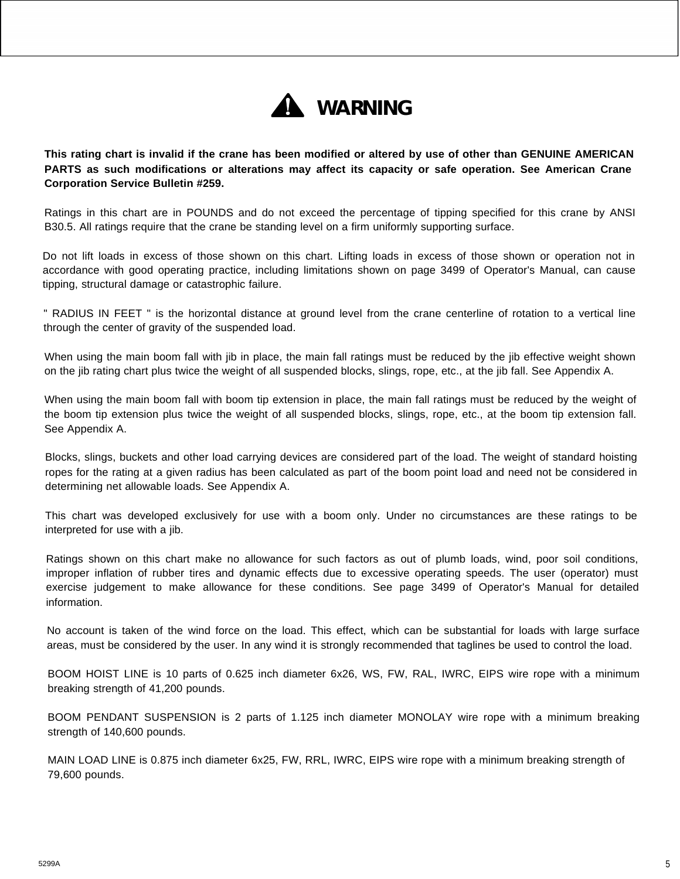# ⚠ WARNING

**This rating chart is invalid if the crane has been modified or altered by use of other than GENUINE AMERICAN PARTS as such modifications or alterations may affect its capacity or safe operation. See American Crane Corporation Service Bulletin #259.**

Ratings in this chart are in POUNDS and do not exceed the percentage of tipping specified for this crane by ANSI B30.5. All ratings require that the crane be standing level on a firm uniformly supporting surface.

Do not lift loads in excess of those shown on this chart. Lifting loads in excess of those shown or operation not in accordance with good operating practice, including limitations shown on page 3499 of Operator's Manual, can cause tipping, structural damage or catastrophic failure.

" RADIUS IN FEET " is the horizontal distance at ground level from the crane centerline of rotation to a vertical line through the center of gravity of the suspended load.

When using the main boom fall with jib in place, the main fall ratings must be reduced by the jib effective weight shown on the jib rating chart plus twice the weight of all suspended blocks, slings, rope, etc., at the jib fall. See Appendix A.

When using the main boom fall with boom tip extension in place, the main fall ratings must be reduced by the weight of the boom tip extension plus twice the weight of all suspended blocks, slings, rope, etc., at the boom tip extension fall. See Appendix A.

Blocks, slings, buckets and other load carrying devices are considered part of the load. The weight of standard hoisting ropes for the rating at a given radius has been calculated as part of the boom point load and need not be considered in determining net allowable loads. See Appendix A.

This chart was developed exclusively for use with a boom only. Under no circumstances are these ratings to be interpreted for use with a jib.

Ratings shown on this chart make no allowance for such factors as out of plumb loads, wind, poor soil conditions, improper inflation of rubber tires and dynamic effects due to excessive operating speeds. The user (operator) must exercise judgement to make allowance for these conditions. See page 3499 of Operator's Manual for detailed information.

No account is taken of the wind force on the load. This effect, which can be substantial for loads with large surface areas, must be considered by the user. In any wind it is strongly recommended that taglines be used to control the load.

BOOM HOIST LINE is 10 parts of 0.625 inch diameter 6x26, WS, FW, RAL, IWRC, EIPS wire rope with a minimum breaking strength of 41,200 pounds.

BOOM PENDANT SUSPENSION is 2 parts of 1.125 inch diameter MONOLAY wire rope with a minimum breaking strength of 140,600 pounds.

MAIN LOAD LINE is 0.875 inch diameter 6x25, FW, RRL, IWRC, EIPS wire rope with a minimum breaking strength of 79,600 pounds.

5299A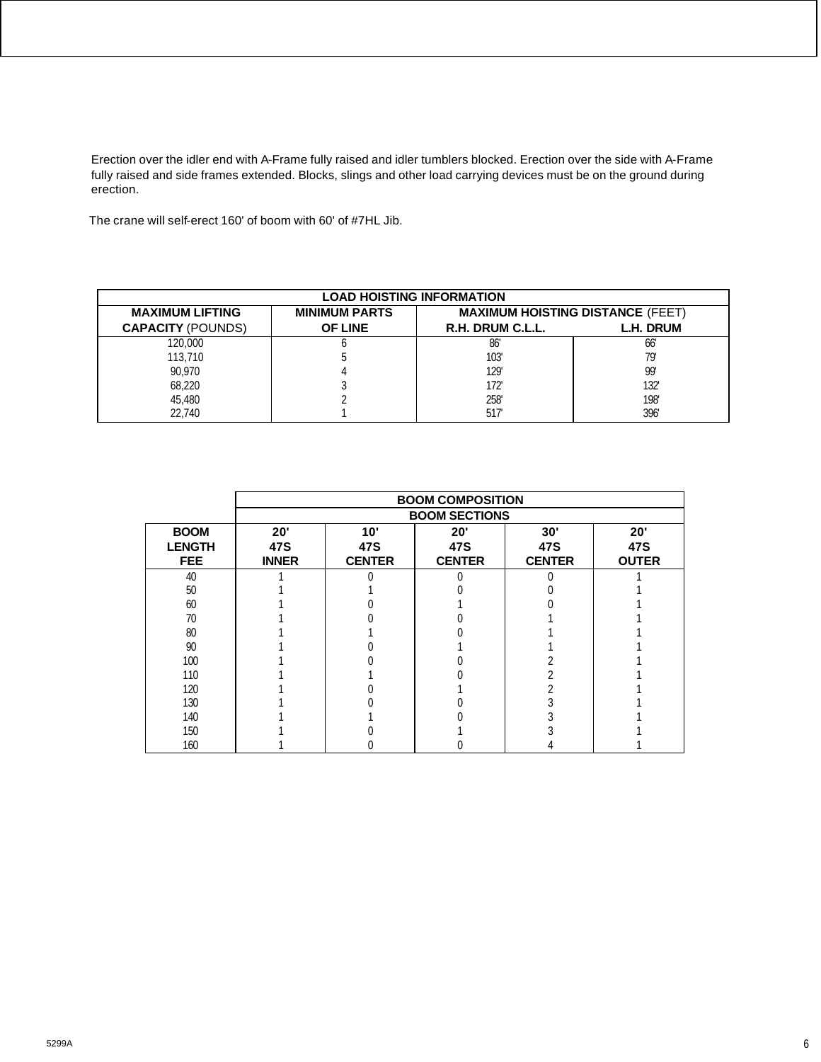Erection over the idler end with A-Frame fully raised and idler tumblers blocked. Erection over the side with A-Frame fully raised and side frames extended. Blocks, slings and other load carrying devices must be on the ground during erection.

The crane will self-erect 160' of boom with 60' of #7HL Jib.

| LOAD HOISTING INFORMATION | | | |
|---|---|---|---|
| **MAXIMUM LIFTING CAPACITY** (POUNDS) | **MINIMUM PARTS OF LINE** | **MAXIMUM HOISTING DISTANCE** (FEET) | |
| | | **R.H. DRUM C.L.L.** | **L.H. DRUM** |
| 120,000 | 6 | 86' | 66' |
| 113,710 | 5 | 103' | 79' |
| 90,970 | 4 | 129' | 99' |
| 68,220 | 3 | 172' | 132' |
| 45,480 | 2 | 258' | 198' |
| 22,740 | 1 | 517' | 396' |

| | BOOM COMPOSITION | | | | |
|---|---|---|---|---|---|
| | BOOM SECTIONS | | | | |
| **BOOM LENGTH FEE** | **20' 47S INNER** | **10' 47S CENTER** | **20' 47S CENTER** | **30' 47S CENTER** | **20' 47S OUTER** |
| 40 | 1 | 0 | 0 | 0 | 1 |
| 50 | 1 | 1 | 0 | 0 | 1 |
| 60 | 1 | 0 | 1 | 0 | 1 |
| 70 | 1 | 0 | 0 | 1 | 1 |
| 80 | 1 | 1 | 0 | 1 | 1 |
| 90 | 1 | 0 | 1 | 1 | 1 |
| 100 | 1 | 0 | 0 | 2 | 1 |
| 110 | 1 | 1 | 0 | 2 | 1 |
| 120 | 1 | 0 | 1 | 2 | 1 |
| 130 | 1 | 0 | 0 | 3 | 1 |
| 140 | 1 | 1 | 0 | 3 | 1 |
| 150 | 1 | 0 | 1 | 3 | 1 |
| 160 | 1 | 0 | 0 | 4 | 1 |

5299A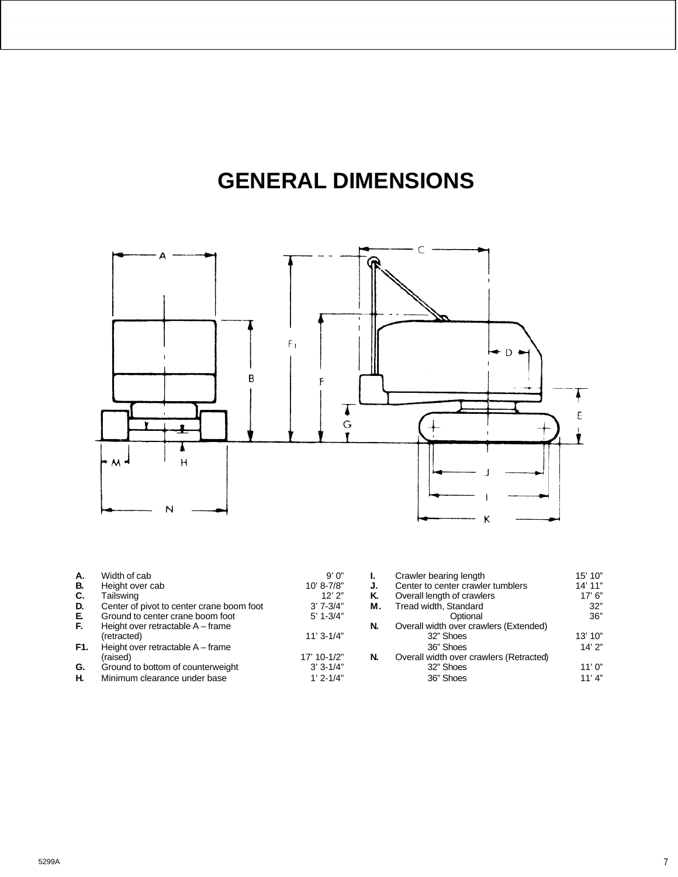# GENERAL DIMENSIONS

A
B
C
D
E
F
F1
G
H
I
J
K
M
N

| | | |
|---|---|---|
| **A.** | Width of cab | 9' 0" |
| **B.** | Height over cab | 10' 8-7/8" |
| **C.** | Tailswing | 12' 2" |
| **D.** | Center of pivot to center crane boom foot | 3' 7-3/4" |
| **E.** | Ground to center crane boom foot | 5' 1-3/4" |
| **F.** | Height over retractable A – frame (retracted) | 11' 3-1/4" |
| **F1.** | Height over retractable A – frame (raised) | 17' 10-1/2" |
| **G.** | Ground to bottom of counterweight | 3' 3-1/4" |
| **H.** | Minimum clearance under base | 1' 2-1/4" |
| **I.** | Crawler bearing length | 15' 10" |
| **J.** | Center to center crawler tumblers | 14' 11" |
| **K.** | Overall length of crawlers | 17' 6" |
| **M.** | Tread width, Standard | 32" |
| | Optional | 36" |
| **N.** | Overall width over crawlers (Extended) | |
| | 32" Shoes | 13' 10" |
| | 36" Shoes | 14' 2" |
| **N.** | Overall width over crawlers (Retracted) | |
| | 32" Shoes | 11' 0" |
| | 36" Shoes | 11' 4" |

5299A